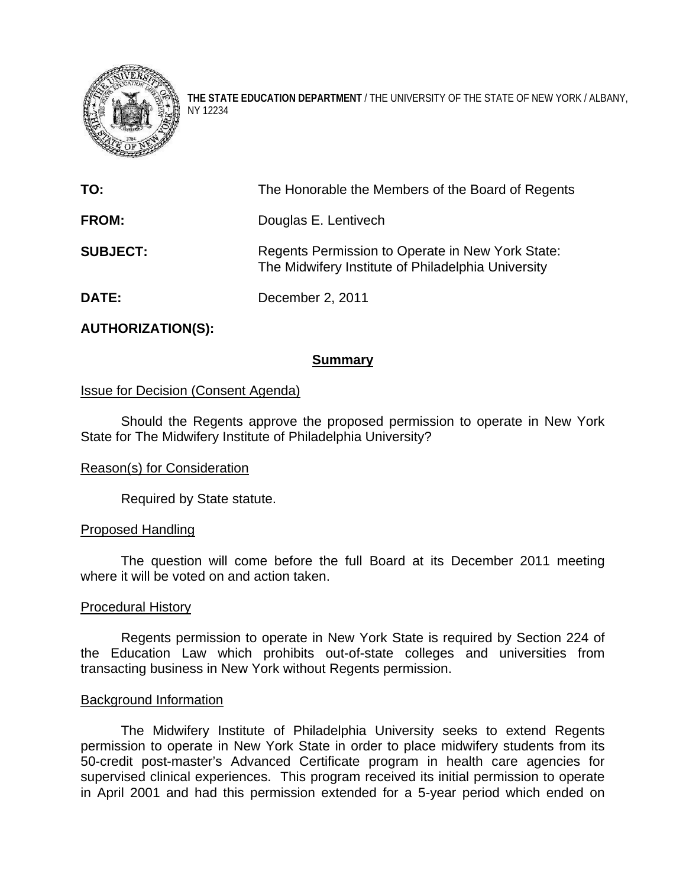**THE STATE EDUCATION DEPARTMENT** / THE UNIVERSITY OF THE STATE OF NEW YORK / ALBANY, NY 12234

**TO:** The Honorable the Members of the Board of Regents

**FROM:** Douglas E. Lentivech

**SUBJECT:** Regents Permission to Operate in New York State: The Midwifery Institute of Philadelphia University

**DATE:** December 2, 2011

**AUTHORIZATION(S):**

## Summary

### Issue for Decision (Consent Agenda)

Should the Regents approve the proposed permission to operate in New York State for The Midwifery Institute of Philadelphia University?

### Reason(s) for Consideration

Required by State statute.

### Proposed Handling

The question will come before the full Board at its December 2011 meeting where it will be voted on and action taken.

### Procedural History

Regents permission to operate in New York State is required by Section 224 of the Education Law which prohibits out-of-state colleges and universities from transacting business in New York without Regents permission.

### Background Information

The Midwifery Institute of Philadelphia University seeks to extend Regents permission to operate in New York State in order to place midwifery students from its 50-credit post-master's Advanced Certificate program in health care agencies for supervised clinical experiences. This program received its initial permission to operate in April 2001 and had this permission extended for a 5-year period which ended on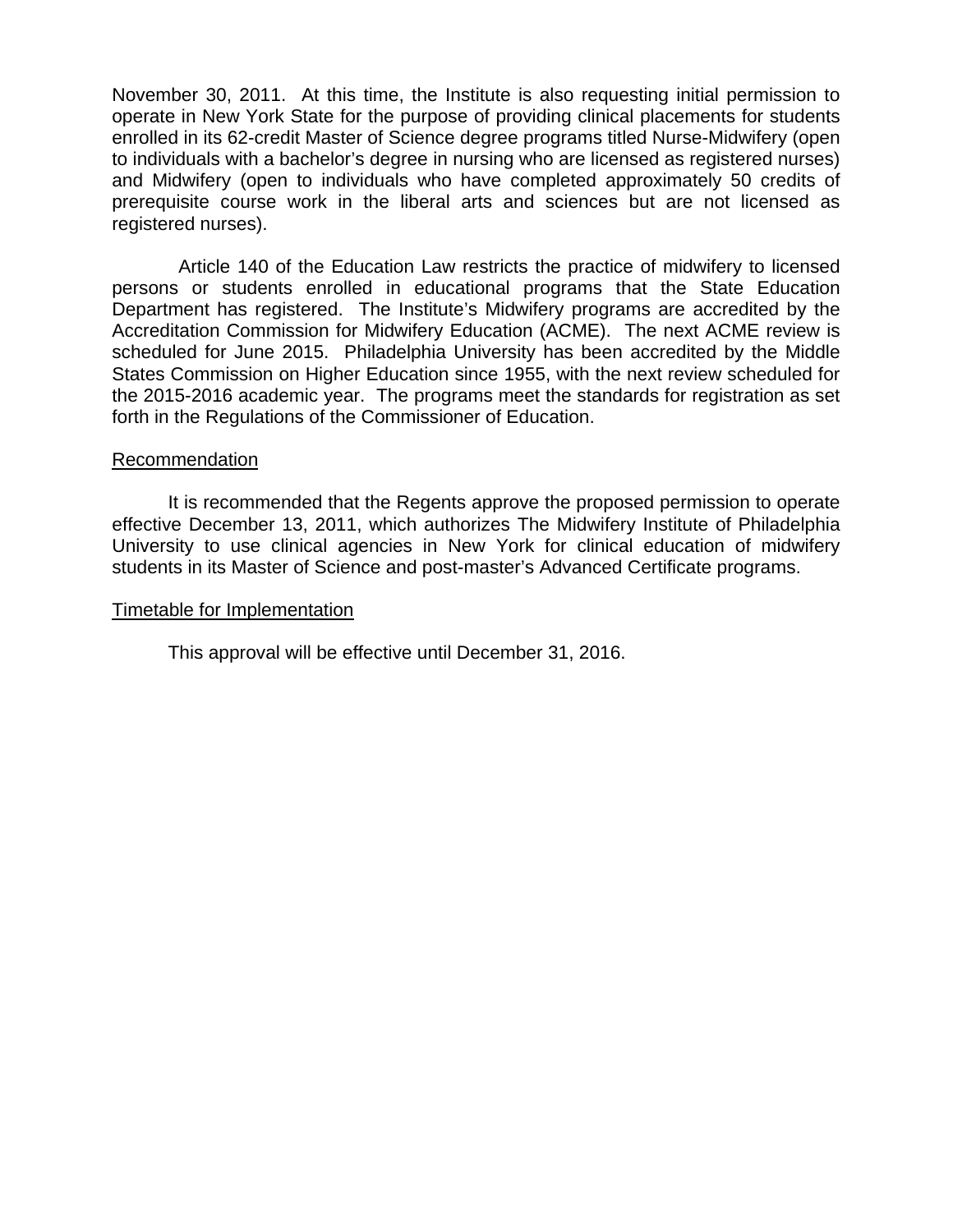November 30, 2011. At this time, the Institute is also requesting initial permission to operate in New York State for the purpose of providing clinical placements for students enrolled in its 62-credit Master of Science degree programs titled Nurse-Midwifery (open to individuals with a bachelor's degree in nursing who are licensed as registered nurses) and Midwifery (open to individuals who have completed approximately 50 credits of prerequisite course work in the liberal arts and sciences but are not licensed as registered nurses).

Article 140 of the Education Law restricts the practice of midwifery to licensed persons or students enrolled in educational programs that the State Education Department has registered. The Institute's Midwifery programs are accredited by the Accreditation Commission for Midwifery Education (ACME). The next ACME review is scheduled for June 2015. Philadelphia University has been accredited by the Middle States Commission on Higher Education since 1955, with the next review scheduled for the 2015-2016 academic year. The programs meet the standards for registration as set forth in the Regulations of the Commissioner of Education.

## Recommendation

It is recommended that the Regents approve the proposed permission to operate effective December 13, 2011, which authorizes The Midwifery Institute of Philadelphia University to use clinical agencies in New York for clinical education of midwifery students in its Master of Science and post-master's Advanced Certificate programs.

## Timetable for Implementation

This approval will be effective until December 31, 2016.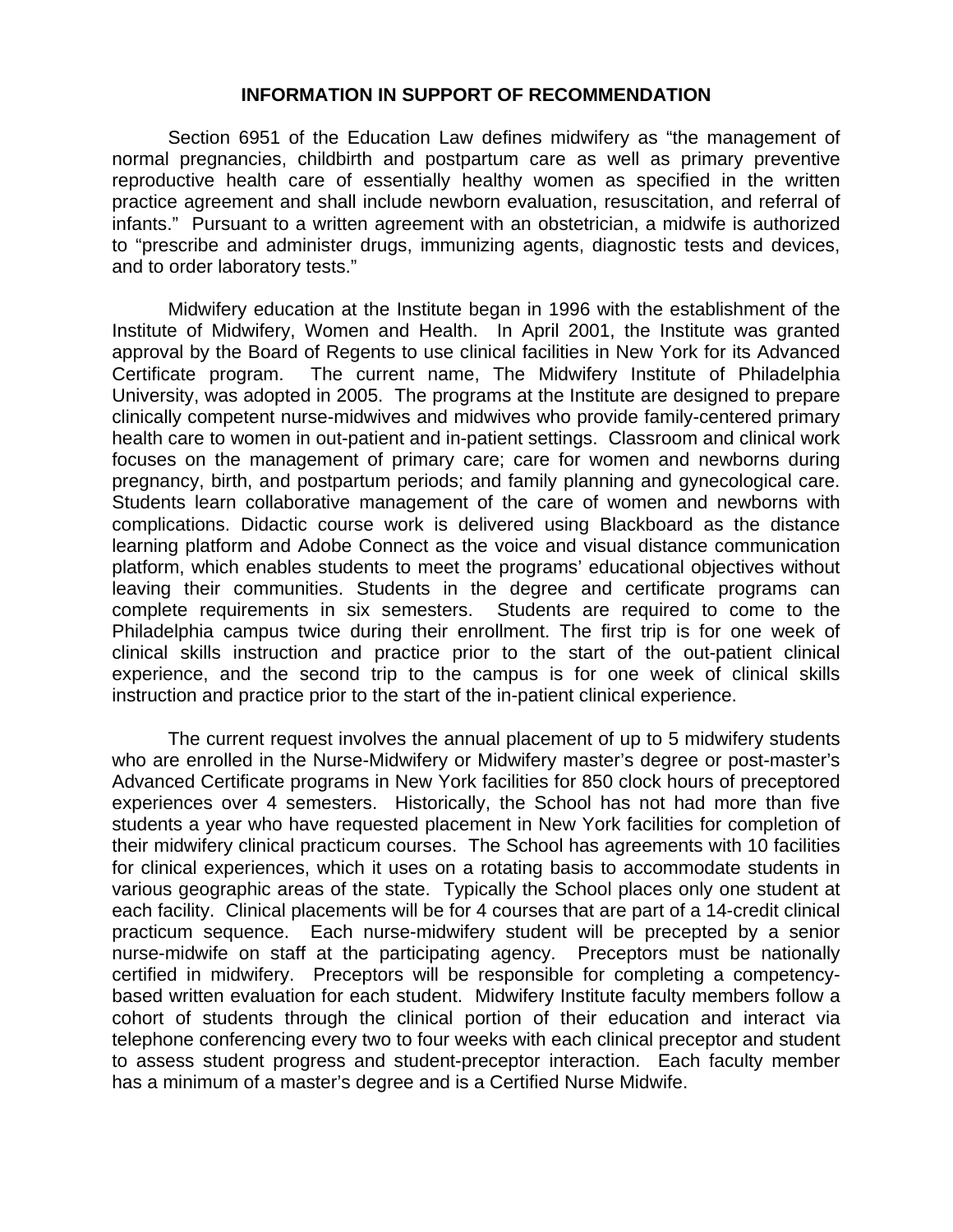## INFORMATION IN SUPPORT OF RECOMMENDATION

Section 6951 of the Education Law defines midwifery as "the management of normal pregnancies, childbirth and postpartum care as well as primary preventive reproductive health care of essentially healthy women as specified in the written practice agreement and shall include newborn evaluation, resuscitation, and referral of infants." Pursuant to a written agreement with an obstetrician, a midwife is authorized to "prescribe and administer drugs, immunizing agents, diagnostic tests and devices, and to order laboratory tests."

Midwifery education at the Institute began in 1996 with the establishment of the Institute of Midwifery, Women and Health. In April 2001, the Institute was granted approval by the Board of Regents to use clinical facilities in New York for its Advanced Certificate program. The current name, The Midwifery Institute of Philadelphia University, was adopted in 2005. The programs at the Institute are designed to prepare clinically competent nurse-midwives and midwives who provide family-centered primary health care to women in out-patient and in-patient settings. Classroom and clinical work focuses on the management of primary care; care for women and newborns during pregnancy, birth, and postpartum periods; and family planning and gynecological care. Students learn collaborative management of the care of women and newborns with complications. Didactic course work is delivered using Blackboard as the distance learning platform and Adobe Connect as the voice and visual distance communication platform, which enables students to meet the programs' educational objectives without leaving their communities. Students in the degree and certificate programs can complete requirements in six semesters. Students are required to come to the Philadelphia campus twice during their enrollment. The first trip is for one week of clinical skills instruction and practice prior to the start of the out-patient clinical experience, and the second trip to the campus is for one week of clinical skills instruction and practice prior to the start of the in-patient clinical experience.

The current request involves the annual placement of up to 5 midwifery students who are enrolled in the Nurse-Midwifery or Midwifery master's degree or post-master's Advanced Certificate programs in New York facilities for 850 clock hours of preceptored experiences over 4 semesters. Historically, the School has not had more than five students a year who have requested placement in New York facilities for completion of their midwifery clinical practicum courses. The School has agreements with 10 facilities for clinical experiences, which it uses on a rotating basis to accommodate students in various geographic areas of the state. Typically the School places only one student at each facility. Clinical placements will be for 4 courses that are part of a 14-credit clinical practicum sequence. Each nurse-midwifery student will be precepted by a senior nurse-midwife on staff at the participating agency. Preceptors must be nationally certified in midwifery. Preceptors will be responsible for completing a competency-based written evaluation for each student. Midwifery Institute faculty members follow a cohort of students through the clinical portion of their education and interact via telephone conferencing every two to four weeks with each clinical preceptor and student to assess student progress and student-preceptor interaction. Each faculty member has a minimum of a master's degree and is a Certified Nurse Midwife.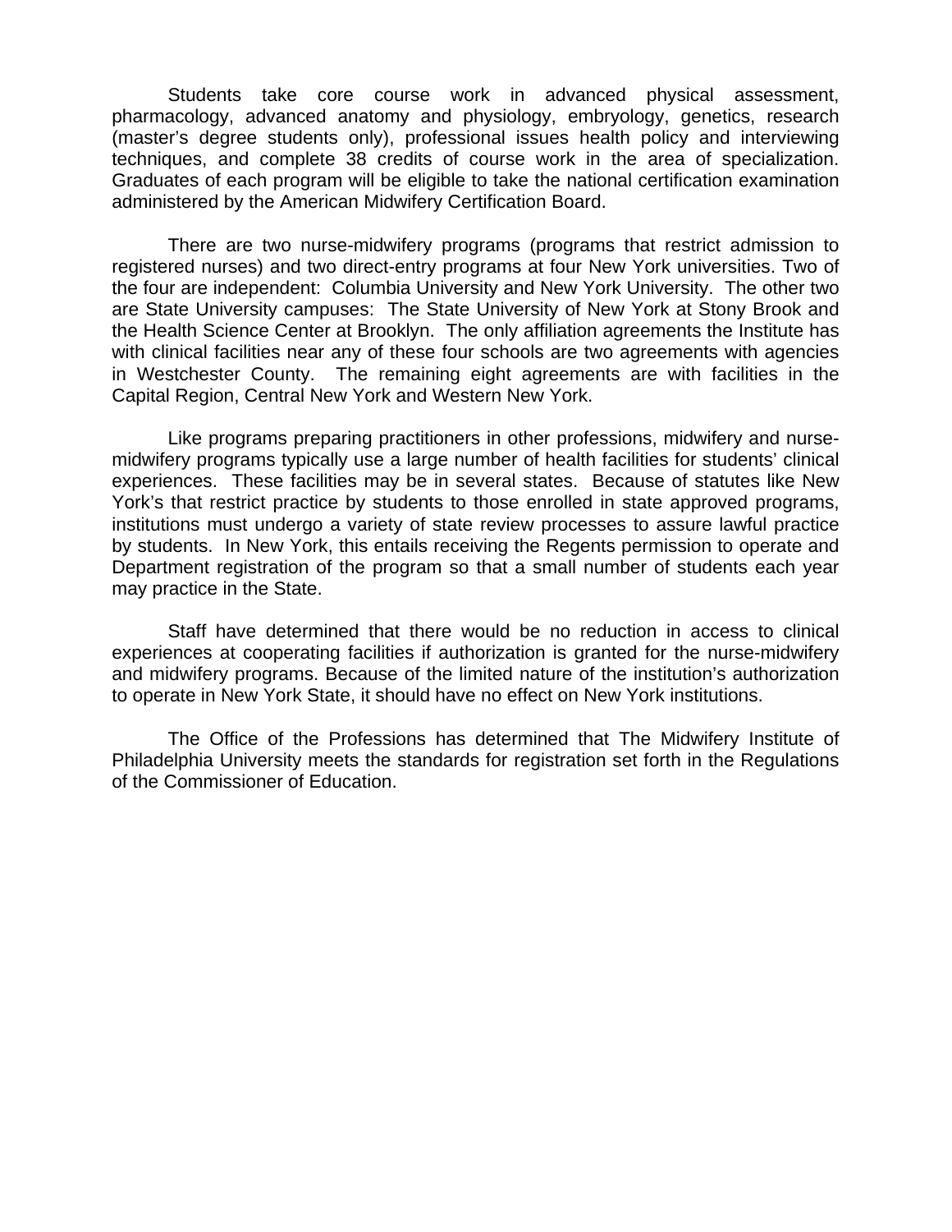Students take core course work in advanced physical assessment, pharmacology, advanced anatomy and physiology, embryology, genetics, research (master's degree students only), professional issues health policy and interviewing techniques, and complete 38 credits of course work in the area of specialization. Graduates of each program will be eligible to take the national certification examination administered by the American Midwifery Certification Board.

There are two nurse-midwifery programs (programs that restrict admission to registered nurses) and two direct-entry programs at four New York universities. Two of the four are independent: Columbia University and New York University. The other two are State University campuses: The State University of New York at Stony Brook and the Health Science Center at Brooklyn. The only affiliation agreements the Institute has with clinical facilities near any of these four schools are two agreements with agencies in Westchester County. The remaining eight agreements are with facilities in the Capital Region, Central New York and Western New York.

Like programs preparing practitioners in other professions, midwifery and nurse-midwifery programs typically use a large number of health facilities for students' clinical experiences. These facilities may be in several states. Because of statutes like New York's that restrict practice by students to those enrolled in state approved programs, institutions must undergo a variety of state review processes to assure lawful practice by students. In New York, this entails receiving the Regents permission to operate and Department registration of the program so that a small number of students each year may practice in the State.

Staff have determined that there would be no reduction in access to clinical experiences at cooperating facilities if authorization is granted for the nurse-midwifery and midwifery programs. Because of the limited nature of the institution's authorization to operate in New York State, it should have no effect on New York institutions.

The Office of the Professions has determined that The Midwifery Institute of Philadelphia University meets the standards for registration set forth in the Regulations of the Commissioner of Education.